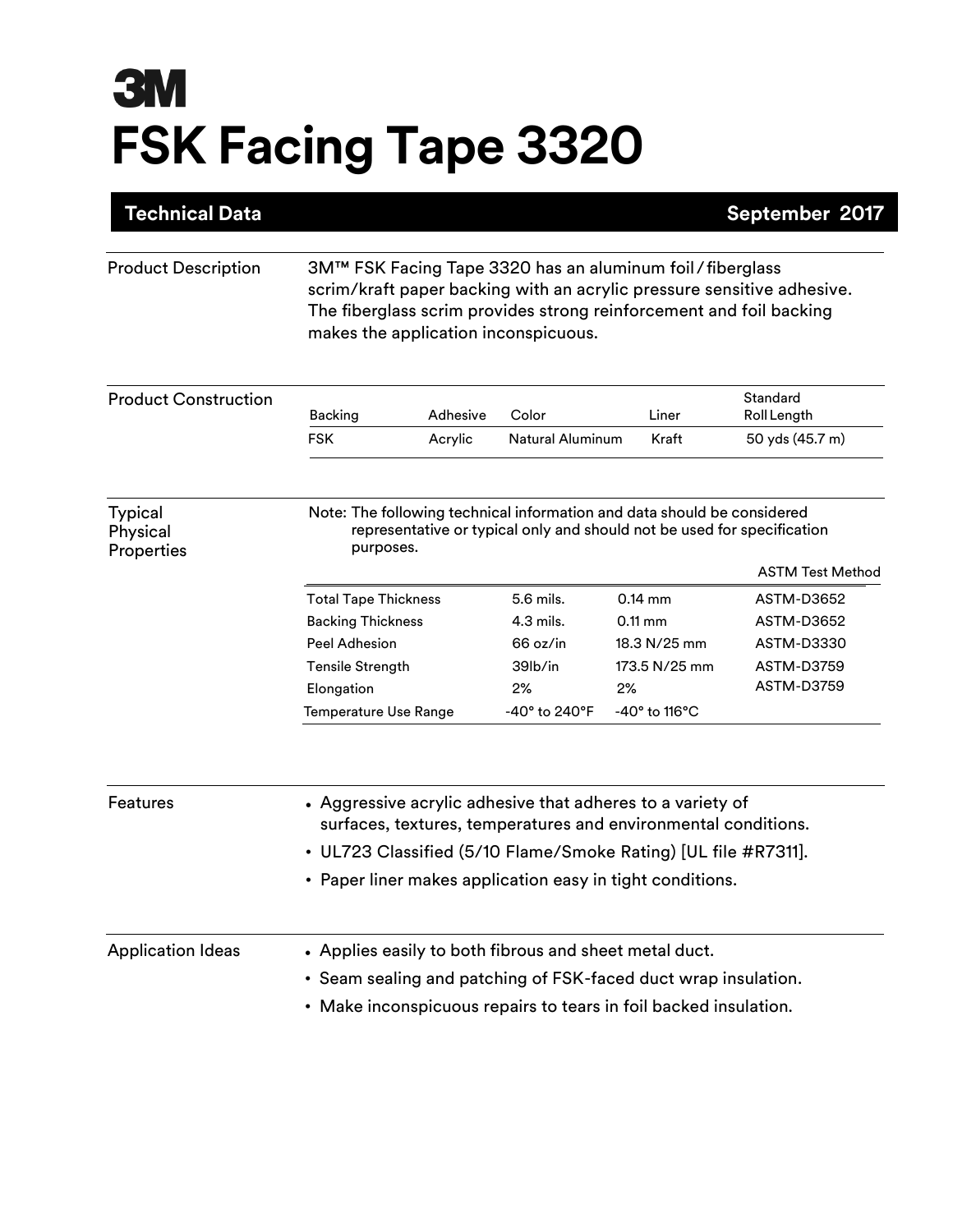# 3M

# FSK Facing Tape 3320

**Technical Data** September 2017

## Product Description

3M™ FSK Facing Tape 3320 has an aluminum foil / fiberglass scrim/kraft paper backing with an acrylic pressure sensitive adhesive. The fiberglass scrim provides strong reinforcement and foil backing makes the application inconspicuous.

## Product Construction

| Backing | Adhesive | Color | Liner | Standard Roll Length |
|---|---|---|---|---|
| FSK | Acrylic | Natural Aluminum | Kraft | 50 yds (45.7 m) |

## Typical Physical Properties

Note: The following technical information and data should be considered representative or typical only and should not be used for specification purposes.

| | | | ASTM Test Method |
|---|---|---|---|
| Total Tape Thickness | 5.6 mils. | 0.14 mm | ASTM-D3652 |
| Backing Thickness | 4.3 mils. | 0.11 mm | ASTM-D3652 |
| Peel Adhesion | 66 oz/in | 18.3 N/25 mm | ASTM-D3330 |
| Tensile Strength | 39lb/in | 173.5 N/25 mm | ASTM-D3759 |
| Elongation | 2% | 2% | ASTM-D3759 |
| Temperature Use Range | -40° to 240°F | -40° to 116°C | |

## Features

- Aggressive acrylic adhesive that adheres to a variety of surfaces, textures, temperatures and environmental conditions.
- UL723 Classified (5/10 Flame/Smoke Rating) [UL file #R7311].
- Paper liner makes application easy in tight conditions.

## Application Ideas

- Applies easily to both fibrous and sheet metal duct.
- Seam sealing and patching of FSK-faced duct wrap insulation.
- Make inconspicuous repairs to tears in foil backed insulation.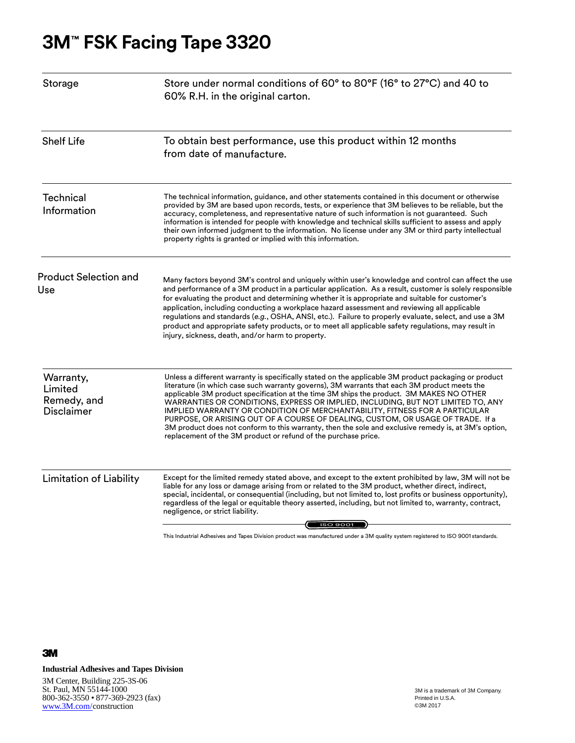# 3M™ FSK Facing Tape 3320

| | |
|---|---|
| Storage | Store under normal conditions of 60° to 80°F (16° to 27°C) and 40 to 60% R.H. in the original carton. |
| Shelf Life | To obtain best performance, use this product within 12 months from date of manufacture. |
| Technical Information | The technical information, guidance, and other statements contained in this document or otherwise provided by 3M are based upon records, tests, or experience that 3M believes to be reliable, but the accuracy, completeness, and representative nature of such information is not guaranteed. Such information is intended for people with knowledge and technical skills sufficient to assess and apply their own informed judgment to the information. No license under any 3M or third party intellectual property rights is granted or implied with this information. |
| Product Selection and Use | Many factors beyond 3M's control and uniquely within user's knowledge and control can affect the use and performance of a 3M product in a particular application. As a result, customer is solely responsible for evaluating the product and determining whether it is appropriate and suitable for customer's application, including conducting a workplace hazard assessment and reviewing all applicable regulations and standards (*e.g.*, OSHA, ANSI, etc.). Failure to properly evaluate, select, and use a 3M product and appropriate safety products, or to meet all applicable safety regulations, may result in injury, sickness, death, and/or harm to property. |
| Warranty, Limited Remedy, and Disclaimer | Unless a different warranty is specifically stated on the applicable 3M product packaging or product literature (in which case such warranty governs), 3M warrants that each 3M product meets the applicable 3M product specification at the time 3M ships the product. 3M MAKES NO OTHER WARRANTIES OR CONDITIONS, EXPRESS OR IMPLIED, INCLUDING, BUT NOT LIMITED TO, ANY IMPLIED WARRANTY OR CONDITION OF MERCHANTABILITY, FITNESS FOR A PARTICULAR PURPOSE, OR ARISING OUT OF A COURSE OF DEALING, CUSTOM, OR USAGE OF TRADE. If a 3M product does not conform to this warranty, then the sole and exclusive remedy is, at 3M's option, replacement of the 3M product or refund of the purchase price. |
| Limitation of Liability | Except for the limited remedy stated above, and except to the extent prohibited by law, 3M will not be liable for any loss or damage arising from or related to the 3M product, whether direct, indirect, special, incidental, or consequential (including, but not limited to, lost profits or business opportunity), regardless of the legal or equitable theory asserted, including, but not limited to, warranty, contract, negligence, or strict liability. |

ISO 9001

This Industrial Adhesives and Tapes Division product was manufactured under a 3M quality system registered to ISO 9001 standards.

3M

**Industrial Adhesives and Tapes Division**

3M Center, Building 225-3S-06
St. Paul, MN 55144-1000
800-362-3550 • 877-369-2923 (fax)
www.3M.com/construction

3M is a trademark of 3M Company.
Printed in U.S.A.
©3M 2017